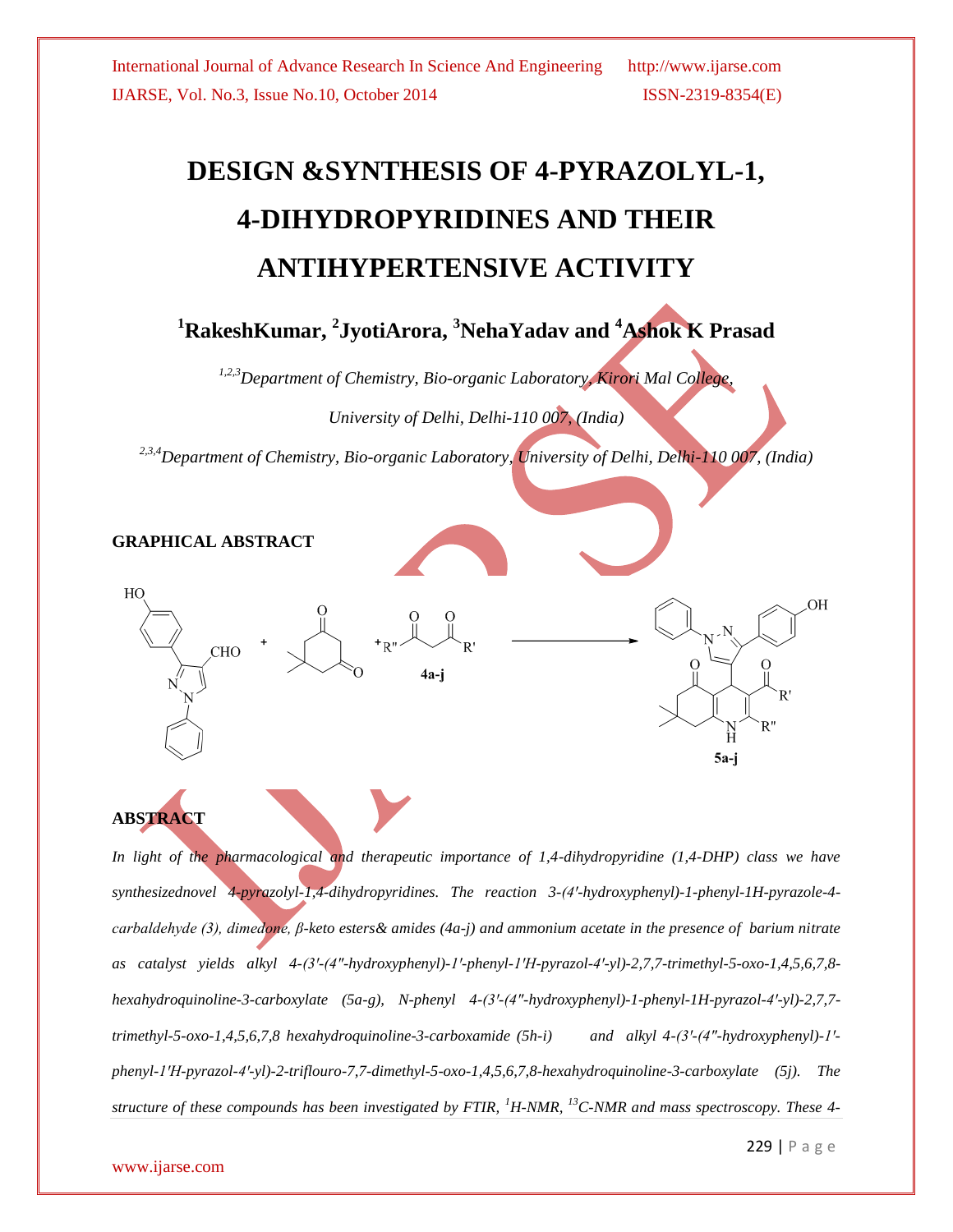# DESIGN &SYNTHESIS OF 4-PYRAZOLYL-1, 4-DIHYDROPYRIDINES AND THEIR ANTIHYPERTENSIVE ACTIVITY

**[1]RakeshKumar, [2]JyotiArora, [3]NehaYadav and [4]Ashok K Prasad**

*[1,2,3]Department of Chemistry, Bio-organic Laboratory, Kirori Mal College, University of Delhi, Delhi-110 007, (India)*

*[2,3,4]Department of Chemistry, Bio-organic Laboratory, University of Delhi, Delhi-110 007, (India)*

## GRAPHICAL ABSTRACT

## ABSTRACT

*In light of the pharmacological and therapeutic importance of 1,4-dihydropyridine (1,4-DHP) class we have synthesizednovel 4-pyrazolyl-1,4-dihydropyridines. The reaction 3-(4′-hydroxyphenyl)-1-phenyl-1H-pyrazole-4-carbaldehyde (3), dimedone, β-keto esters& amides (4a-j) and ammonium acetate in the presence of barium nitrate as catalyst yields alkyl 4-(3′-(4″-hydroxyphenyl)-1′-phenyl-1′H-pyrazol-4′-yl)-2,7,7-trimethyl-5-oxo-1,4,5,6,7,8-hexahydroquinoline-3-carboxylate (5a-g), N-phenyl 4-(3′-(4″-hydroxyphenyl)-1-phenyl-1H-pyrazol-4′-yl)-2,7,7-trimethyl-5-oxo-1,4,5,6,7,8 hexahydroquinoline-3-carboxamide (5h-i) and alkyl 4-(3′-(4″-hydroxyphenyl)-1′-phenyl-1′H-pyrazol-4′-yl)-2-triflouro-7,7-dimethyl-5-oxo-1,4,5,6,7,8-hexahydroquinoline-3-carboxylate (5j). The structure of these compounds has been investigated by FTIR, $^{1}$H-NMR, $^{13}$C-NMR and mass spectroscopy. These 4-*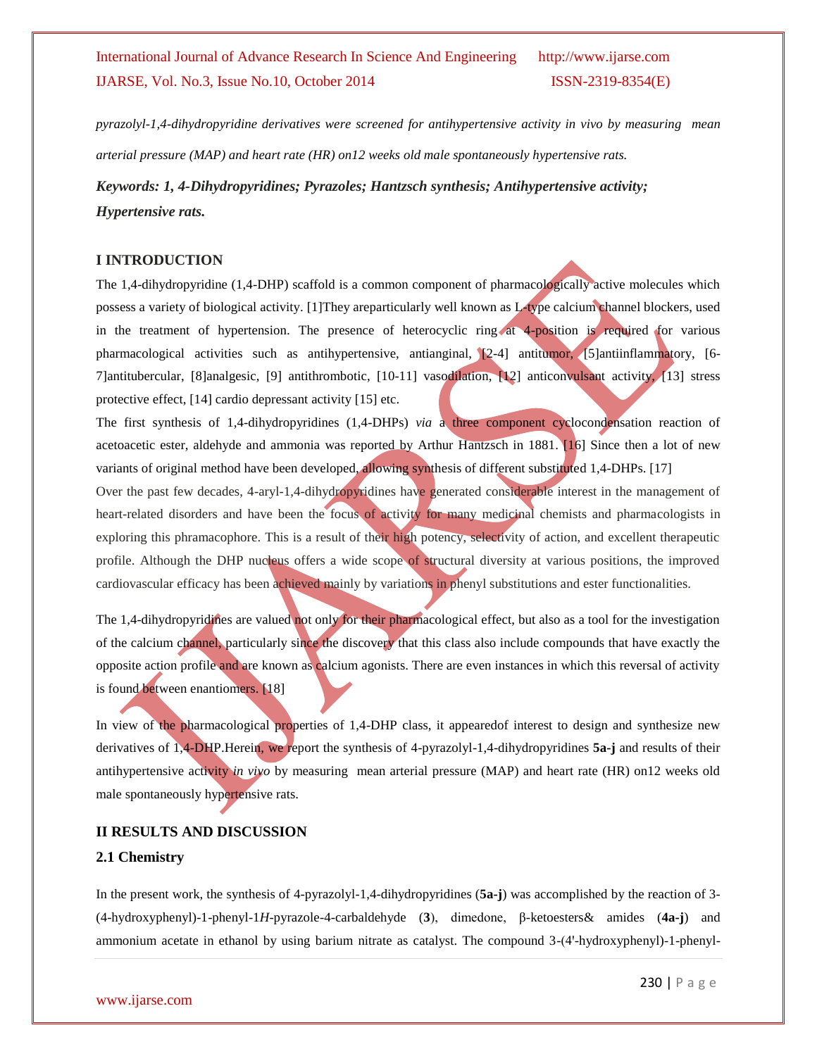*pyrazolyl-1,4-dihydropyridine derivatives were screened for antihypertensive activity in vivo by measuring mean arterial pressure (MAP) and heart rate (HR) on12 weeks old male spontaneously hypertensive rats.*

***Keywords: 1, 4-Dihydropyridines; Pyrazoles; Hantzsch synthesis; Antihypertensive activity; Hypertensive rats.***

## I INTRODUCTION

The 1,4-dihydropyridine (1,4-DHP) scaffold is a common component of pharmacologically active molecules which possess a variety of biological activity. [1]They areparticularly well known as L-type calcium channel blockers, used in the treatment of hypertension. The presence of heterocyclic ring at 4-position is required for various pharmacological activities such as antihypertensive, antianginal, [2-4] antitumor, [5]antiinflammatory, [6-7]antitubercular, [8]analgesic, [9] antithrombotic, [10-11] vasodilation, [12] anticonvulsant activity, [13] stress protective effect, [14] cardio depressant activity [15] etc.

The first synthesis of 1,4-dihydropyridines (1,4-DHPs) *via* a three component cyclocondensation reaction of acetoacetic ester, aldehyde and ammonia was reported by Arthur Hantzsch in 1881. [16] Since then a lot of new variants of original method have been developed, allowing synthesis of different substituted 1,4-DHPs. [17]

Over the past few decades, 4-aryl-1,4-dihydropyridines have generated considerable interest in the management of heart-related disorders and have been the focus of activity for many medicinal chemists and pharmacologists in exploring this phramacophore. This is a result of their high potency, selectivity of action, and excellent therapeutic profile. Although the DHP nucleus offers a wide scope of structural diversity at various positions, the improved cardiovascular efficacy has been achieved mainly by variations in phenyl substitutions and ester functionalities.

The 1,4-dihydropyridines are valued not only for their pharmacological effect, but also as a tool for the investigation of the calcium channel, particularly since the discovery that this class also include compounds that have exactly the opposite action profile and are known as calcium agonists. There are even instances in which this reversal of activity is found between enantiomers. [18]

In view of the pharmacological properties of 1,4-DHP class, it appearedof interest to design and synthesize new derivatives of 1,4-DHP.Herein, we report the synthesis of 4-pyrazolyl-1,4-dihydropyridines **5a-j** and results of their antihypertensive activity *in vivo* by measuring mean arterial pressure (MAP) and heart rate (HR) on12 weeks old male spontaneously hypertensive rats.

## II RESULTS AND DISCUSSION

### 2.1 Chemistry

In the present work, the synthesis of 4-pyrazolyl-1,4-dihydropyridines (**5a-j**) was accomplished by the reaction of 3-(4-hydroxyphenyl)-1-phenyl-1*H*-pyrazole-4-carbaldehyde (**3**), dimedone, β-ketoesters& amides (**4a-j**) and ammonium acetate in ethanol by using barium nitrate as catalyst. The compound 3-(4'-hydroxyphenyl)-1-phenyl-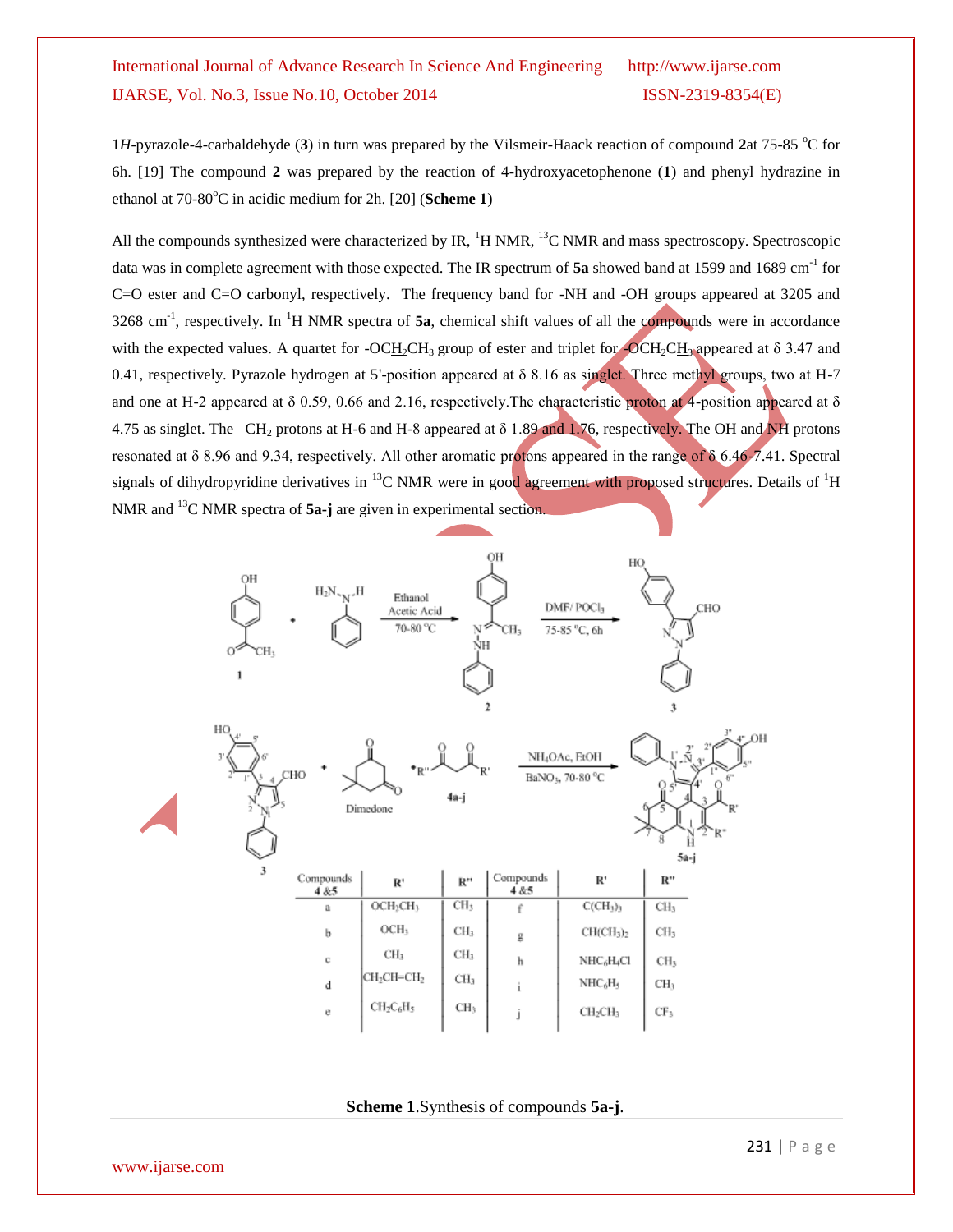1*H*-pyrazole-4-carbaldehyde (**3**) in turn was prepared by the Vilsmeir-Haack reaction of compound **2**at 75-85 °C for 6h. [19] The compound **2** was prepared by the reaction of 4-hydroxyacetophenone (**1**) and phenyl hydrazine in ethanol at 70-80°C in acidic medium for 2h. [20] (**Scheme 1**)

All the compounds synthesized were characterized by IR, $^1$H NMR, $^{13}$C NMR and mass spectroscopy. Spectroscopic data was in complete agreement with those expected. The IR spectrum of **5a** showed band at 1599 and 1689 cm$^{-1}$ for C=O ester and C=O carbonyl, respectively. The frequency band for -NH and -OH groups appeared at 3205 and 3268 cm$^{-1}$, respectively. In $^1$H NMR spectra of **5a**, chemical shift values of all the compounds were in accordance with the expected values. A quartet for -OC<u>H</u>$_2$CH$_3$ group of ester and triplet for -OCH$_2$C<u>H</u>$_3$ appeared at δ 3.47 and 0.41, respectively. Pyrazole hydrogen at 5'-position appeared at δ 8.16 as singlet. Three methyl groups, two at H-7 and one at H-2 appeared at δ 0.59, 0.66 and 2.16, respectively.The characteristic proton at 4-position appeared at δ 4.75 as singlet. The –CH$_2$ protons at H-6 and H-8 appeared at δ 1.89 and 1.76, respectively. The OH and NH protons resonated at δ 8.96 and 9.34, respectively. All other aromatic protons appeared in the range of δ 6.46-7.41. Spectral signals of dihydropyridine derivatives in $^{13}$C NMR were in good agreement with proposed structures. Details of $^1$H NMR and $^{13}$C NMR spectra of **5a-j** are given in experimental section.

| Compounds 4 &5 | R' | R'' | Compounds 4 &5 | R' | R'' |
|---|---|---|---|---|---|
| a | OCH$_2$CH$_3$ | CH$_3$ | f | C(CH$_3$)$_3$ | CH$_3$ |
| b | OCH$_3$ | CH$_3$ | g | CH(CH$_3$)$_2$ | CH$_3$ |
| c | CH$_3$ | CH$_3$ | h | NHC$_6$H$_4$Cl | CH$_3$ |
| d | CH$_2$CH=CH$_2$ | CH$_3$ | i | NHC$_6$H$_5$ | CH$_3$ |
| e | CH$_2$C$_6$H$_5$ | CH$_3$ | j | CH$_2$CH$_3$ | CF$_3$ |

**Scheme 1**.Synthesis of compounds **5a-j**.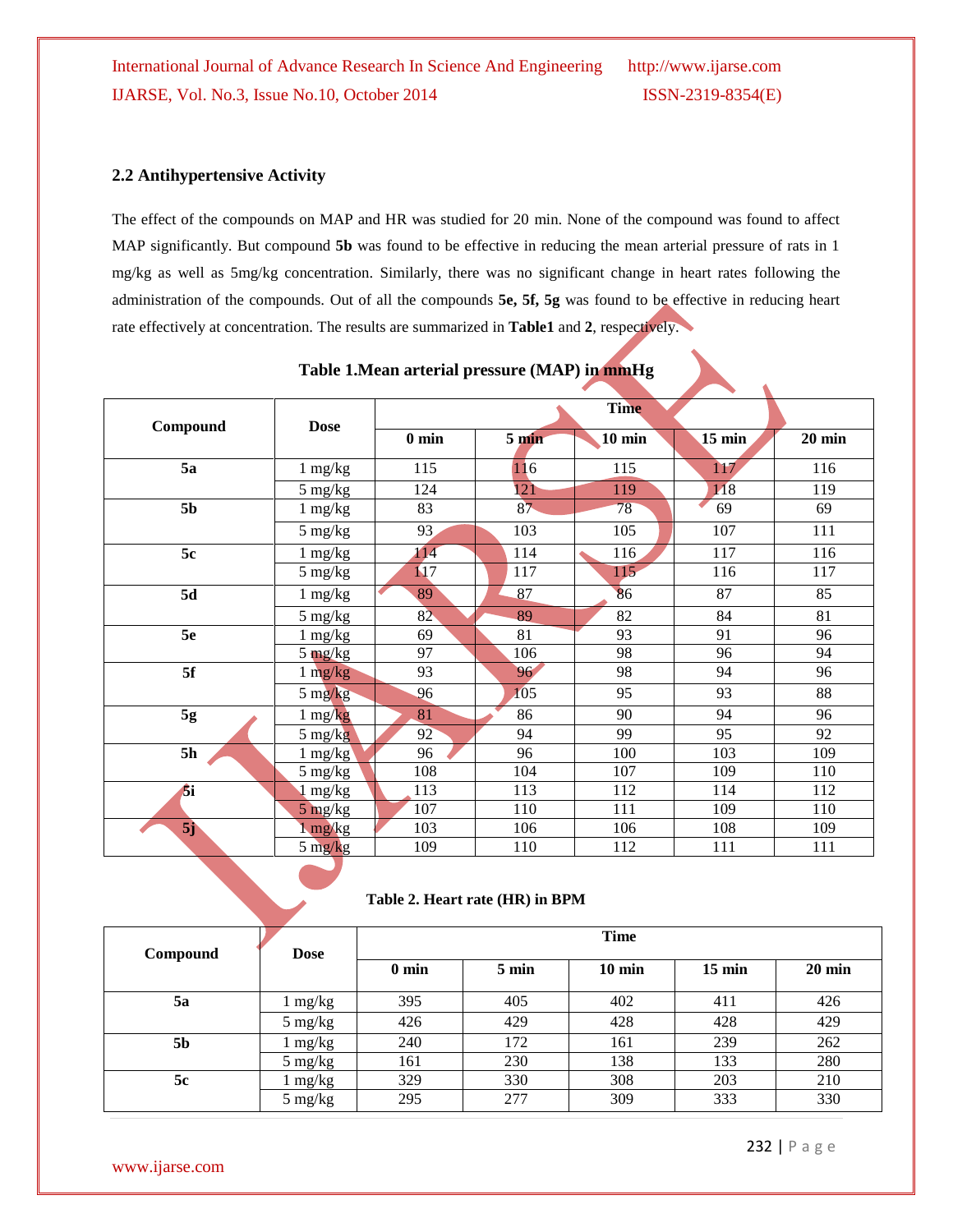### 2.2 Antihypertensive Activity

The effect of the compounds on MAP and HR was studied for 20 min. None of the compound was found to affect MAP significantly. But compound **5b** was found to be effective in reducing the mean arterial pressure of rats in 1 mg/kg as well as 5mg/kg concentration. Similarly, there was no significant change in heart rates following the administration of the compounds. Out of all the compounds **5e, 5f, 5g** was found to be effective in reducing heart rate effectively at concentration. The results are summarized in **Table1** and **2**, respectively.

**Table 1.Mean arterial pressure (MAP) in mmHg**

| Compound | Dose | Time | | | | |
|---|---|---|---|---|---|---|
| | | 0 min | 5 min | 10 min | 15 min | 20 min |
| **5a** | 1 mg/kg | 115 | 116 | 115 | 117 | 116 |
| | 5 mg/kg | 124 | 121 | 119 | 118 | 119 |
| **5b** | 1 mg/kg | 83 | 87 | 78 | 69 | 69 |
| | 5 mg/kg | 93 | 103 | 105 | 107 | 111 |
| **5c** | 1 mg/kg | 114 | 114 | 116 | 117 | 116 |
| | 5 mg/kg | 117 | 117 | 115 | 116 | 117 |
| **5d** | 1 mg/kg | 89 | 87 | 86 | 87 | 85 |
| | 5 mg/kg | 82 | 89 | 82 | 84 | 81 |
| **5e** | 1 mg/kg | 69 | 81 | 93 | 91 | 96 |
| | 5 mg/kg | 97 | 106 | 98 | 96 | 94 |
| **5f** | 1 mg/kg | 93 | 96 | 98 | 94 | 96 |
| | 5 mg/kg | 96 | 105 | 95 | 93 | 88 |
| **5g** | 1 mg/kg | 81 | 86 | 90 | 94 | 96 |
| | 5 mg/kg | 92 | 94 | 99 | 95 | 92 |
| **5h** | 1 mg/kg | 96 | 96 | 100 | 103 | 109 |
| | 5 mg/kg | 108 | 104 | 107 | 109 | 110 |
| **5i** | 1 mg/kg | 113 | 113 | 112 | 114 | 112 |
| | 5 mg/kg | 107 | 110 | 111 | 109 | 110 |
| **5j** | 1 mg/kg | 103 | 106 | 106 | 108 | 109 |
| | 5 mg/kg | 109 | 110 | 112 | 111 | 111 |

**Table 2. Heart rate (HR) in BPM**

| Compound | Dose | Time | | | | |
|---|---|---|---|---|---|---|
| | | 0 min | 5 min | 10 min | 15 min | 20 min |
| **5a** | 1 mg/kg | 395 | 405 | 402 | 411 | 426 |
| | 5 mg/kg | 426 | 429 | 428 | 428 | 429 |
| **5b** | 1 mg/kg | 240 | 172 | 161 | 239 | 262 |
| | 5 mg/kg | 161 | 230 | 138 | 133 | 280 |
| **5c** | 1 mg/kg | 329 | 330 | 308 | 203 | 210 |
| | 5 mg/kg | 295 | 277 | 309 | 333 | 330 |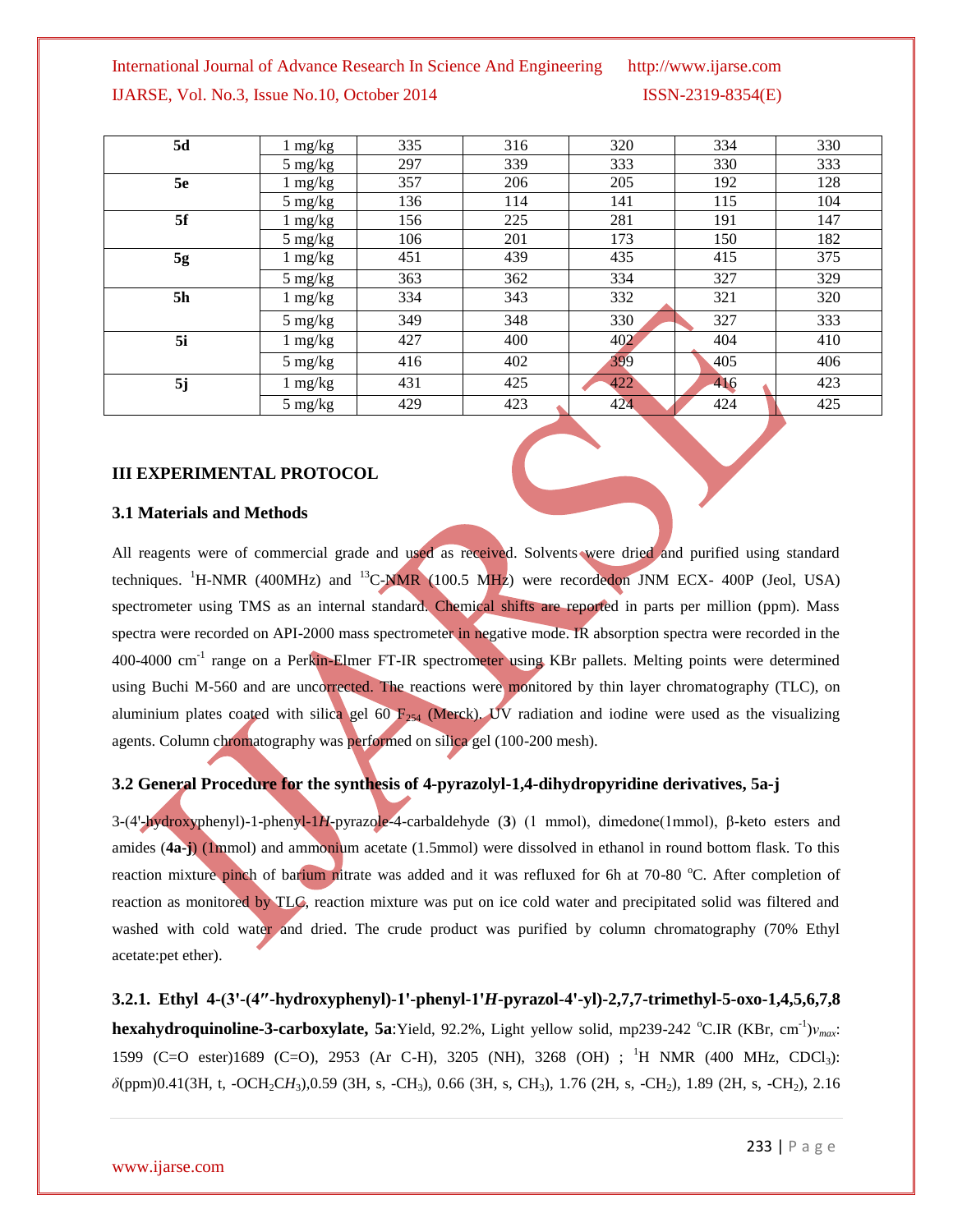| 5d | 1 mg/kg | 335 | 316 | 320 | 334 | 330 |
|---|---|---|---|---|---|---|
| | 5 mg/kg | 297 | 339 | 333 | 330 | 333 |
| 5e | 1 mg/kg | 357 | 206 | 205 | 192 | 128 |
| | 5 mg/kg | 136 | 114 | 141 | 115 | 104 |
| 5f | 1 mg/kg | 156 | 225 | 281 | 191 | 147 |
| | 5 mg/kg | 106 | 201 | 173 | 150 | 182 |
| 5g | 1 mg/kg | 451 | 439 | 435 | 415 | 375 |
| | 5 mg/kg | 363 | 362 | 334 | 327 | 329 |
| 5h | 1 mg/kg | 334 | 343 | 332 | 321 | 320 |
| | 5 mg/kg | 349 | 348 | 330 | 327 | 333 |
| 5i | 1 mg/kg | 427 | 400 | 402 | 404 | 410 |
| | 5 mg/kg | 416 | 402 | 399 | 405 | 406 |
| 5j | 1 mg/kg | 431 | 425 | 422 | 416 | 423 |
| | 5 mg/kg | 429 | 423 | 424 | 424 | 425 |

## III EXPERIMENTAL PROTOCOL

### 3.1 Materials and Methods

All reagents were of commercial grade and used as received. Solvents were dried and purified using standard techniques. $^{1}$H-NMR (400MHz) and $^{13}$C-NMR (100.5 MHz) were recordedon JNM ECX- 400P (Jeol, USA) spectrometer using TMS as an internal standard. Chemical shifts are reported in parts per million (ppm). Mass spectra were recorded on API-2000 mass spectrometer in negative mode. IR absorption spectra were recorded in the 400-4000 cm$^{-1}$ range on a Perkin-Elmer FT-IR spectrometer using KBr pallets. Melting points were determined using Buchi M-560 and are uncorrected. The reactions were monitored by thin layer chromatography (TLC), on aluminium plates coated with silica gel 60 $F_{254}$ (Merck). UV radiation and iodine were used as the visualizing agents. Column chromatography was performed on silica gel (100-200 mesh).

### 3.2 General Procedure for the synthesis of 4-pyrazolyl-1,4-dihydropyridine derivatives, 5a-j

3-(4'-hydroxyphenyl)-1-phenyl-1*H*-pyrazole-4-carbaldehyde (**3**) (1 mmol), dimedone(1mmol), β-keto esters and amides (**4a-j**) (1mmol) and ammonium acetate (1.5mmol) were dissolved in ethanol in round bottom flask. To this reaction mixture pinch of barium nitrate was added and it was refluxed for 6h at 70-80 °C. After completion of reaction as monitored by TLC, reaction mixture was put on ice cold water and precipitated solid was filtered and washed with cold water and dried. The crude product was purified by column chromatography (70% Ethyl acetate:pet ether).

**3.2.1. Ethyl 4-(3'-(4″-hydroxyphenyl)-1'-phenyl-1'*H*-pyrazol-4'-yl)-2,7,7-trimethyl-5-oxo-1,4,5,6,7,8 hexahydroquinoline-3-carboxylate, 5a**:Yield, 92.2%, Light yellow solid, mp239-242 °C.IR (KBr, cm$^{-1}$)$\nu_{max}$: 1599 (C=O ester)1689 (C=O), 2953 (Ar C-H), 3205 (NH), 3268 (OH) ; $^{1}$H NMR (400 MHz, CDCl$_3$): $\delta$(ppm)0.41(3H, t, -OCH$_2$C$H_3$),0.59 (3H, s, -CH$_3$), 0.66 (3H, s, CH$_3$), 1.76 (2H, s, -CH$_2$), 1.89 (2H, s, -CH$_2$), 2.16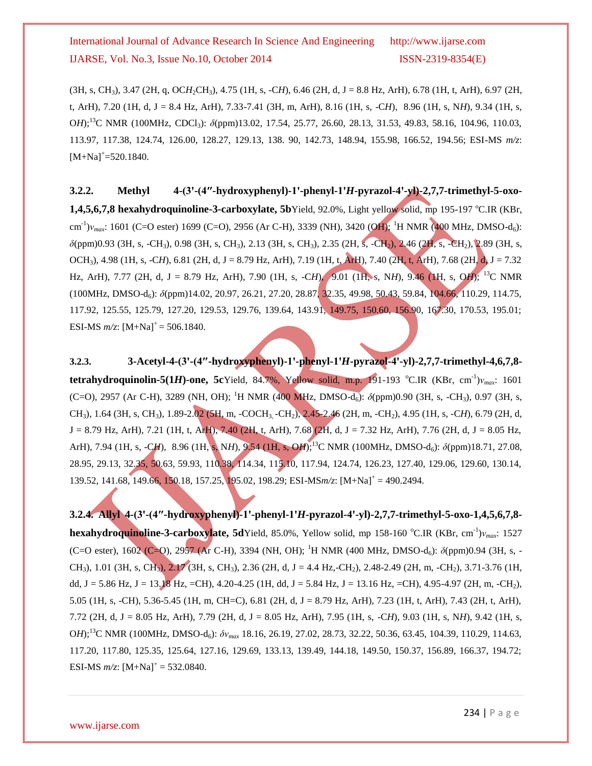(3H, s, $CH_3$), 3.47 (2H, q, $OCH_2CH_3$), 4.75 (1H, s, -C*H*), 6.46 (2H, d, J = 8.8 Hz, ArH), 6.78 (1H, t, ArH), 6.97 (2H, t, ArH), 7.20 (1H, d, J = 8.4 Hz, ArH), 7.33-7.41 (3H, m, ArH), 8.16 (1H, s, -C*H*), 8.96 (1H, s, N*H*), 9.34 (1H, s, O*H*);$^{13}$C NMR (100MHz, $CDCl_3$): *δ*(ppm)13.02, 17.54, 25.77, 26.60, 28.13, 31.53, 49.83, 58.16, 104.96, 110.03, 113.97, 117.38, 124.74, 126.00, 128.27, 129.13, 138. 90, 142.73, 148.94, 155.98, 166.52, 194.56; ESI-MS *m/z*: $[M+Na]^+$=520.1840.

**3.2.2. Methyl 4-(3'-(4″-hydroxyphenyl)-1'-phenyl-1'*H*-pyrazol-4'-yl)-2,7,7-trimethyl-5-oxo-1,4,5,6,7,8 hexahydroquinoline-3-carboxylate, 5b**Yield, 92.0%, Light yellow solid, mp 195-197 °C.IR (KBr, $cm^{-1}$)$\nu_{max}$: 1601 (C=O ester) 1699 (C=O), 2956 (Ar C-H), 3339 (NH), 3420 (OH); $^1$H NMR (400 MHz, DMSO-$d_6$): *δ*(ppm)0.93 (3H, s, -$CH_3$), 0.98 (3H, s, $CH_3$), 2.13 (3H, s, $CH_3$), 2.35 (2H, s, -$CH_2$), 2.46 (2H, s, -$CH_2$), 2.89 (3H, s, $OCH_3$), 4.98 (1H, s, -C*H*), 6.81 (2H, d, J = 8.79 Hz, ArH), 7.19 (1H, t, ArH), 7.40 (2H, t, ArH), 7.68 (2H, d, J = 7.32 Hz, ArH), 7.77 (2H, d, J = 8.79 Hz, ArH), 7.90 (1H, s, -C*H*), 9.01 (1H, s, N*H*), 9.46 (1H, s, O*H*); $^{13}$C NMR (100MHz, DMSO-$d_6$): *δ*(ppm)14.02, 20.97, 26.21, 27.20, 28.87, 32.35, 49.98, 50.43, 59.84, 104.66, 110.29, 114.75, 117.92, 125.55, 125.79, 127.20, 129.53, 129.76, 139.64, 143.91, 149.75, 150.60, 156.90, 167.30, 170.53, 195.01; ESI-MS *m/z*: $[M+Na]^+$ = 506.1840.

**3.2.3. 3-Acetyl-4-(3'-(4″-hydroxyphenyl)-1'-phenyl-1'*H*-pyrazol-4'-yl)-2,7,7-trimethyl-4,6,7,8-tetrahydroquinolin-5(1*H*)-one, 5c**Yield, 84.7%, Yellow solid, m.p. 191-193 °C.IR (KBr, $cm^{-1}$)$\nu_{max}$: 1601 (C=O), 2957 (Ar C-H), 3289 (NH, OH); $^1$H NMR (400 MHz, DMSO-$d_6$): *δ*(ppm)0.90 (3H, s, -$CH_3$), 0.97 (3H, s, $CH_3$), 1.64 (3H, s, $CH_3$), 1.89-2.02 (5H, m, -$COCH_3$, -$CH_2$), 2.45-2.46 (2H, m, -$CH_2$), 4.95 (1H, s, -C*H*), 6.79 (2H, d, J = 8.79 Hz, ArH), 7.21 (1H, t, ArH), 7.40 (2H, t, ArH), 7.68 (2H, d, J = 7.32 Hz, ArH), 7.76 (2H, d, J = 8.05 Hz, ArH), 7.94 (1H, s, -C*H*), 8.96 (1H, s, N*H*), 9.54 (1H, s, O*H*);$^{13}$C NMR (100MHz, DMSO-$d_6$): *δ*(ppm)18.71, 27.08, 28.95, 29.13, 32.35, 50.63, 59.93, 110.38, 114.34, 115.10, 117.94, 124.74, 126.23, 127.40, 129.06, 129.60, 130.14, 139.52, 141.68, 149.66, 150.18, 157.25, 195.02, 198.29; ESI-MS*m/z*: $[M+Na]^+$ = 490.2494.

**3.2.4. Allyl 4-(3'-(4″-hydroxyphenyl)-1'-phenyl-1'*H*-pyrazol-4'-yl)-2,7,7-trimethyl-5-oxo-1,4,5,6,7,8-hexahydroquinoline-3-carboxylate, 5d**Yield, 85.0%, Yellow solid, mp 158-160 °C.IR (KBr, $cm^{-1}$)$\nu_{max}$: 1527 (C=O ester), 1602 (C=O), 2957 (Ar C-H), 3394 (NH, OH); $^1$H NMR (400 MHz, DMSO-$d_6$): *δ*(ppm)0.94 (3H, s, -$CH_3$), 1.01 (3H, s, $CH_3$), 2.17 (3H, s, $CH_3$), 2.36 (2H, d, J = 4.4 Hz,-$CH_2$), 2.48-2.49 (2H, m, -$CH_2$), 3.71-3.76 (1H, dd, J = 5.86 Hz, J = 13.18 Hz, =CH), 4.20-4.25 (1H, dd, J = 5.84 Hz, J = 13.16 Hz, =CH), 4.95-4.97 (2H, m, -$CH_2$), 5.05 (1H, s, -CH), 5.36-5.45 (1H, m, CH=C), 6.81 (2H, d, J = 8.79 Hz, ArH), 7.23 (1H, t, ArH), 7.43 (2H, t, ArH), 7.72 (2H, d, J = 8.05 Hz, ArH), 7.79 (2H, d, J = 8.05 Hz, ArH), 7.95 (1H, s, -C*H*), 9.03 (1H, s, N*H*), 9.42 (1H, s, O*H*);$^{13}$C NMR (100MHz, DMSO-$d_6$): $\delta\nu_{max}$ 18.16, 26.19, 27.02, 28.73, 32.22, 50.36, 63.45, 104.39, 110.29, 114.63, 117.20, 117.80, 125.35, 125.64, 127.16, 129.69, 133.13, 139.49, 144.18, 149.50, 150.37, 156.89, 166.37, 194.72; ESI-MS *m/z*: $[M+Na]^+$ = 532.0840.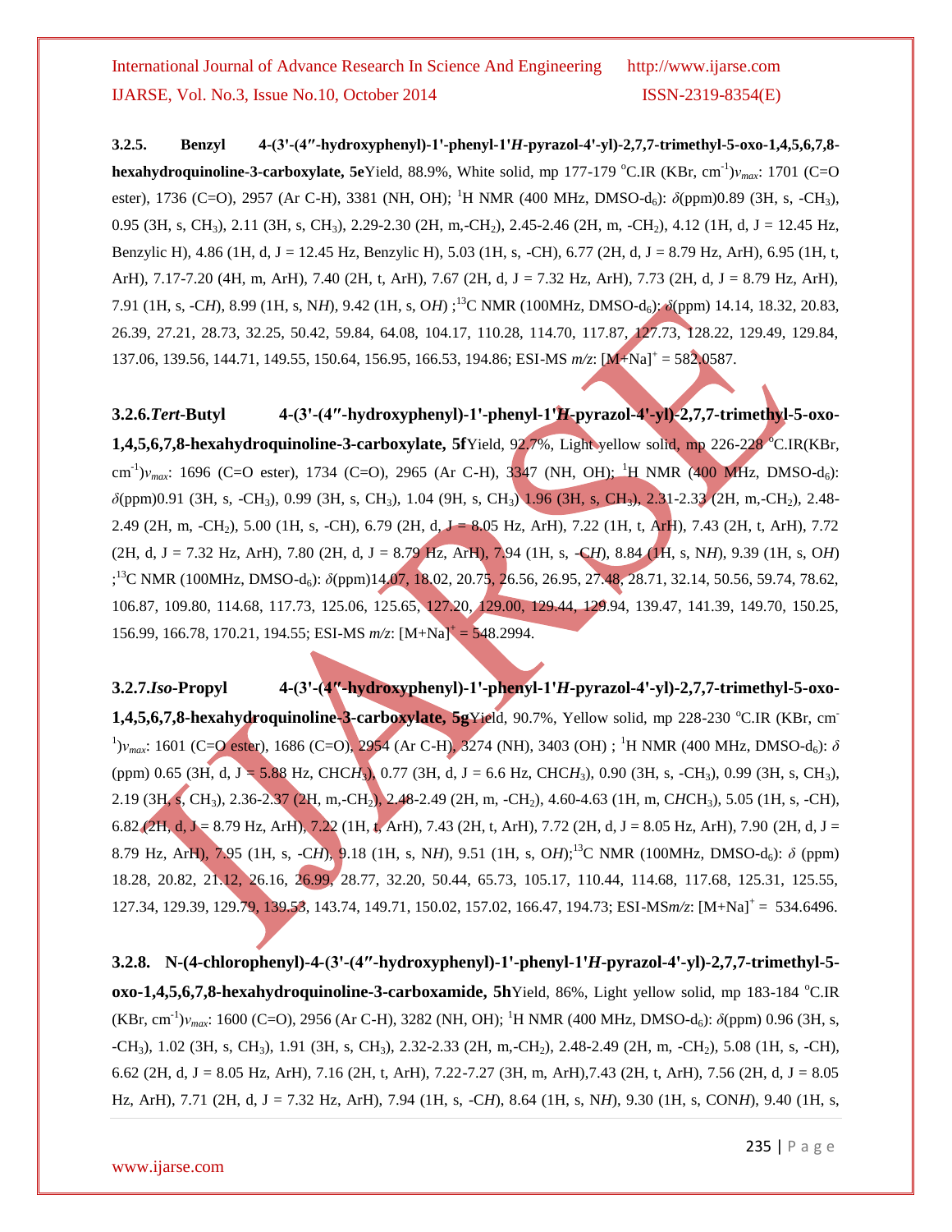**3.2.5. Benzyl 4-(3'-(4″-hydroxyphenyl)-1'-phenyl-1'*H*-pyrazol-4'-yl)-2,7,7-trimethyl-5-oxo-1,4,5,6,7,8-hexahydroquinoline-3-carboxylate, 5e**Yield, 88.9%, White solid, mp 177-179 °C.IR (KBr, $cm^{-1}$)$\nu_{max}$: 1701 (C=O ester), 1736 (C=O), 2957 (Ar C-H), 3381 (NH, OH); $^{1}$H NMR (400 MHz, DMSO-$d_6$): $\delta$(ppm)0.89 (3H, s, -$CH_3$), 0.95 (3H, s, $CH_3$), 2.11 (3H, s, $CH_3$), 2.29-2.30 (2H, m,-$CH_2$), 2.45-2.46 (2H, m, -$CH_2$), 4.12 (1H, d, J = 12.45 Hz, Benzylic H), 4.86 (1H, d, J = 12.45 Hz, Benzylic H), 5.03 (1H, s, -CH), 6.77 (2H, d, J = 8.79 Hz, ArH), 6.95 (1H, t, ArH), 7.17-7.20 (4H, m, ArH), 7.40 (2H, t, ArH), 7.67 (2H, d, J = 7.32 Hz, ArH), 7.73 (2H, d, J = 8.79 Hz, ArH), 7.91 (1H, s, -C*H*), 8.99 (1H, s, N*H*), 9.42 (1H, s, O*H*) ;$^{13}$C NMR (100MHz, DMSO-$d_6$): $\delta$(ppm) 14.14, 18.32, 20.83, 26.39, 27.21, 28.73, 32.25, 50.42, 59.84, 64.08, 104.17, 110.28, 114.70, 117.87, 127.73, 128.22, 129.49, 129.84, 137.06, 139.56, 144.71, 149.55, 150.64, 156.95, 166.53, 194.86; ESI-MS *m/z*: $[M+Na]^+$ = 582.0587.

**3.2.6.*Tert*-Butyl 4-(3'-(4″-hydroxyphenyl)-1'-phenyl-1'*H*-pyrazol-4'-yl)-2,7,7-trimethyl-5-oxo-1,4,5,6,7,8-hexahydroquinoline-3-carboxylate, 5f**Yield, 92.7%, Light yellow solid, mp 226-228 °C.IR(KBr, $cm^{-1}$)$\nu_{max}$: 1696 (C=O ester), 1734 (C=O), 2965 (Ar C-H), 3347 (NH, OH); $^{1}$H NMR (400 MHz, DMSO-$d_6$): $\delta$(ppm)0.91 (3H, s, -$CH_3$), 0.99 (3H, s, $CH_3$), 1.04 (9H, s, $CH_3$) 1.96 (3H, s, $CH_3$), 2.31-2.33 (2H, m,-$CH_2$), 2.48-2.49 (2H, m, -$CH_2$), 5.00 (1H, s, -CH), 6.79 (2H, d, J = 8.05 Hz, ArH), 7.22 (1H, t, ArH), 7.43 (2H, t, ArH), 7.72 (2H, d, J = 7.32 Hz, ArH), 7.80 (2H, d, J = 8.79 Hz, ArH), 7.94 (1H, s, -C*H*), 8.84 (1H, s, N*H*), 9.39 (1H, s, O*H*) ;$^{13}$C NMR (100MHz, DMSO-$d_6$): $\delta$(ppm)14.07, 18.02, 20.75, 26.56, 26.95, 27.48, 28.71, 32.14, 50.56, 59.74, 78.62, 106.87, 109.80, 114.68, 117.73, 125.06, 125.65, 127.20, 129.00, 129.44, 129.94, 139.47, 141.39, 149.70, 150.25, 156.99, 166.78, 170.21, 194.55; ESI-MS *m/z*: $[M+Na]^+$ = 548.2994.

**3.2.7.*Iso*-Propyl 4-(3'-(4″-hydroxyphenyl)-1'-phenyl-1'*H*-pyrazol-4'-yl)-2,7,7-trimethyl-5-oxo-1,4,5,6,7,8-hexahydroquinoline-3-carboxylate, 5g**Yield, 90.7%, Yellow solid, mp 228-230 °C.IR (KBr, $cm^{-1}$)$\nu_{max}$: 1601 (C=O ester), 1686 (C=O), 2954 (Ar C-H), 3274 (NH), 3403 (OH) ; $^{1}$H NMR (400 MHz, DMSO-$d_6$): $\delta$ (ppm) 0.65 (3H, d, J = 5.88 Hz, CHC$H_3$), 0.77 (3H, d, J = 6.6 Hz, CHC$H_3$), 0.90 (3H, s, -$CH_3$), 0.99 (3H, s, $CH_3$), 2.19 (3H, s, $CH_3$), 2.36-2.37 (2H, m,-$CH_2$), 2.48-2.49 (2H, m, -$CH_2$), 4.60-4.63 (1H, m, C*H*$CH_3$), 5.05 (1H, s, -CH), 6.82 (2H, d, J = 8.79 Hz, ArH), 7.22 (1H, t, ArH), 7.43 (2H, t, ArH), 7.72 (2H, d, J = 8.05 Hz, ArH), 7.90 (2H, d, J = 8.79 Hz, ArH), 7.95 (1H, s, -C*H*), 9.18 (1H, s, N*H*), 9.51 (1H, s, O*H*);$^{13}$C NMR (100MHz, DMSO-$d_6$): $\delta$ (ppm) 18.28, 20.82, 21.12, 26.16, 26.99, 28.77, 32.20, 50.44, 65.73, 105.17, 110.44, 114.68, 117.68, 125.31, 125.55, 127.34, 129.39, 129.79, 139.53, 143.74, 149.71, 150.02, 157.02, 166.47, 194.73; ESI-MS*m/z*: $[M+Na]^+$ = 534.6496.

**3.2.8. N-(4-chlorophenyl)-4-(3'-(4″-hydroxyphenyl)-1'-phenyl-1'*H*-pyrazol-4'-yl)-2,7,7-trimethyl-5-oxo-1,4,5,6,7,8-hexahydroquinoline-3-carboxamide, 5h**Yield, 86%, Light yellow solid, mp 183-184 °C.IR (KBr, $cm^{-1}$)$\nu_{max}$: 1600 (C=O), 2956 (Ar C-H), 3282 (NH, OH); $^{1}$H NMR (400 MHz, DMSO-$d_6$): $\delta$(ppm) 0.96 (3H, s, -$CH_3$), 1.02 (3H, s, $CH_3$), 1.91 (3H, s, $CH_3$), 2.32-2.33 (2H, m,-$CH_2$), 2.48-2.49 (2H, m, -$CH_2$), 5.08 (1H, s, -CH), 6.62 (2H, d, J = 8.05 Hz, ArH), 7.16 (2H, t, ArH), 7.22-7.27 (3H, m, ArH),7.43 (2H, t, ArH), 7.56 (2H, d, J = 8.05 Hz, ArH), 7.71 (2H, d, J = 7.32 Hz, ArH), 7.94 (1H, s, -C*H*), 8.64 (1H, s, N*H*), 9.30 (1H, s, CON*H*), 9.40 (1H, s,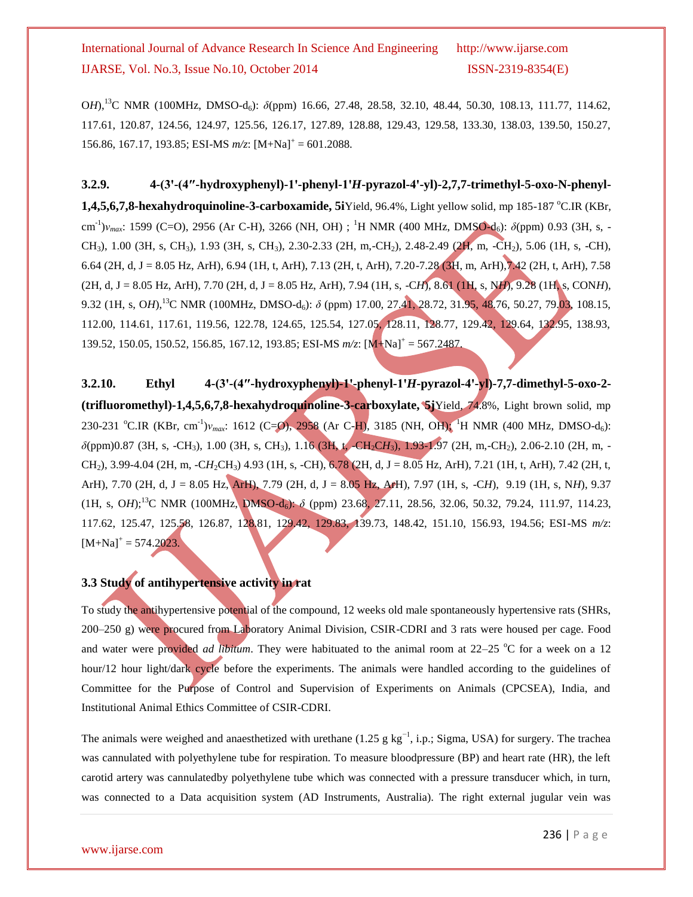O*H*),$^{13}$C NMR (100MHz, DMSO-d$_6$): $\delta$(ppm) 16.66, 27.48, 28.58, 32.10, 48.44, 50.30, 108.13, 111.77, 114.62, 117.61, 120.87, 124.56, 124.97, 125.56, 126.17, 127.89, 128.88, 129.43, 129.58, 133.30, 138.03, 139.50, 150.27, 156.86, 167.17, 193.85; ESI-MS *m/z*: $[M+Na]^+$ = 601.2088.

**3.2.9. 4-(3'-(4″-hydroxyphenyl)-1'-phenyl-1'*H*-pyrazol-4'-yl)-2,7,7-trimethyl-5-oxo-N-phenyl-1,4,5,6,7,8-hexahydroquinoline-3-carboxamide, 5i**Yield, 96.4%, Light yellow solid, mp 185-187 °C.IR (KBr, cm$^{-1}$)$\nu_{max}$: 1599 (C=O), 2956 (Ar C-H), 3266 (NH, OH) ; $^1$H NMR (400 MHz, DMSO-d$_6$): $\delta$(ppm) 0.93 (3H, s, -CH$_3$), 1.00 (3H, s, CH$_3$), 1.93 (3H, s, CH$_3$), 2.30-2.33 (2H, m,-CH$_2$), 2.48-2.49 (2H, m, -CH$_2$), 5.06 (1H, s, -CH), 6.64 (2H, d, J = 8.05 Hz, ArH), 6.94 (1H, t, ArH), 7.13 (2H, t, ArH), 7.20-7.28 (3H, m, ArH),7.42 (2H, t, ArH), 7.58 (2H, d, J = 8.05 Hz, ArH), 7.70 (2H, d, J = 8.05 Hz, ArH), 7.94 (1H, s, -C*H*), 8.61 (1H, s, N*H*), 9.28 (1H, s, CON*H*), 9.32 (1H, s, O*H*),$^{13}$C NMR (100MHz, DMSO-d$_6$): $\delta$ (ppm) 17.00, 27.41, 28.72, 31.95, 48.76, 50.27, 79.03, 108.15, 112.00, 114.61, 117.61, 119.56, 122.78, 124.65, 125.54, 127.05, 128.11, 128.77, 129.42, 129.64, 132.95, 138.93, 139.52, 150.05, 150.52, 156.85, 167.12, 193.85; ESI-MS *m/z*: $[M+Na]^+$ = 567.2487.

**3.2.10. Ethyl 4-(3'-(4″-hydroxyphenyl)-1'-phenyl-1'*H*-pyrazol-4'-yl)-7,7-dimethyl-5-oxo-2-(trifluoromethyl)-1,4,5,6,7,8-hexahydroquinoline-3-carboxylate, 5j**Yield, 74.8%, Light brown solid, mp 230-231 °C.IR (KBr, cm$^{-1}$)$\nu_{max}$: 1612 (C=O), 2958 (Ar C-H), 3185 (NH, OH); $^1$H NMR (400 MHz, DMSO-d$_6$): $\delta$(ppm)0.87 (3H, s, -CH$_3$), 1.00 (3H, s, CH$_3$), 1.16 (3H, t, -CH$_2$C*H*$_3$), 1.93-1.97 (2H, m,-CH$_2$), 2.06-2.10 (2H, m, -CH$_2$), 3.99-4.04 (2H, m, -C*H*$_2$CH$_3$) 4.93 (1H, s, -CH), 6.78 (2H, d, J = 8.05 Hz, ArH), 7.21 (1H, t, ArH), 7.42 (2H, t, ArH), 7.70 (2H, d, J = 8.05 Hz, ArH), 7.79 (2H, d, J = 8.05 Hz, ArH), 7.97 (1H, s, -C*H*), 9.19 (1H, s, N*H*), 9.37 (1H, s, O*H*);$^{13}$C NMR (100MHz, DMSO-d$_6$): $\delta$ (ppm) 23.68, 27.11, 28.56, 32.06, 50.32, 79.24, 111.97, 114.23, 117.62, 125.47, 125.58, 126.87, 128.81, 129.42, 129.83, 139.73, 148.42, 151.10, 156.93, 194.56; ESI-MS *m/z*: $[M+Na]^+$ = 574.2023.

### 3.3 Study of antihypertensive activity in rat

To study the antihypertensive potential of the compound, 12 weeks old male spontaneously hypertensive rats (SHRs, 200–250 g) were procured from Laboratory Animal Division, CSIR-CDRI and 3 rats were housed per cage. Food and water were provided *ad libitum*. They were habituated to the animal room at 22–25 °C for a week on a 12 hour/12 hour light/dark cycle before the experiments. The animals were handled according to the guidelines of Committee for the Purpose of Control and Supervision of Experiments on Animals (CPCSEA), India, and Institutional Animal Ethics Committee of CSIR-CDRI.

The animals were weighed and anaesthetized with urethane (1.25 g kg$^{-1}$, i.p.; Sigma, USA) for surgery. The trachea was cannulated with polyethylene tube for respiration. To measure bloodpressure (BP) and heart rate (HR), the left carotid artery was cannulatedby polyethylene tube which was connected with a pressure transducer which, in turn, was connected to a Data acquisition system (AD Instruments, Australia). The right external jugular vein was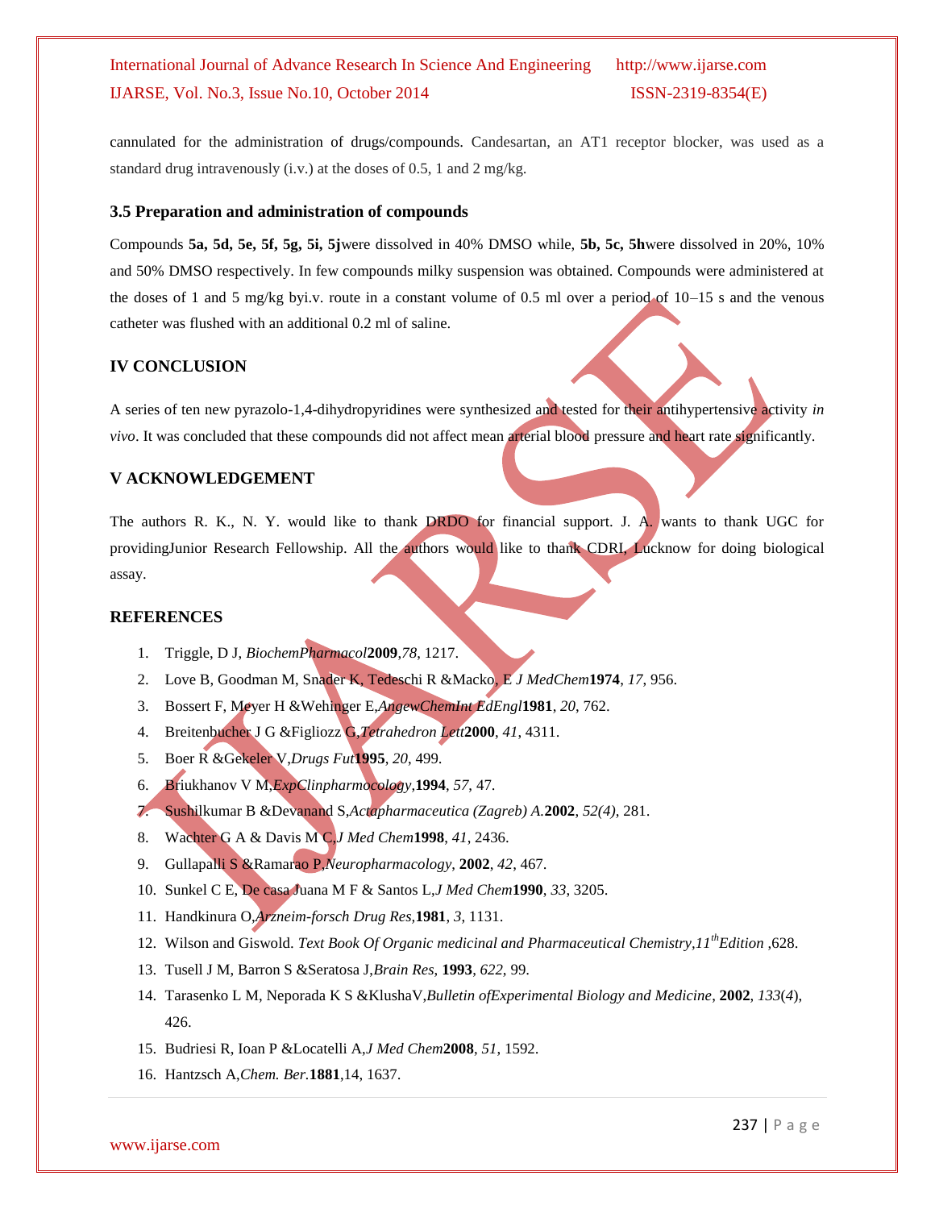cannulated for the administration of drugs/compounds. Candesartan, an AT1 receptor blocker, was used as a standard drug intravenously (i.v.) at the doses of 0.5, 1 and 2 mg/kg.

### 3.5 Preparation and administration of compounds

Compounds **5a, 5d, 5e, 5f, 5g, 5i, 5j**were dissolved in 40% DMSO while, **5b, 5c, 5h**were dissolved in 20%, 10% and 50% DMSO respectively. In few compounds milky suspension was obtained. Compounds were administered at the doses of 1 and 5 mg/kg byi.v. route in a constant volume of 0.5 ml over a period of 10–15 s and the venous catheter was flushed with an additional 0.2 ml of saline.

## IV CONCLUSION

A series of ten new pyrazolo-1,4-dihydropyridines were synthesized and tested for their antihypertensive activity *in vivo*. It was concluded that these compounds did not affect mean arterial blood pressure and heart rate significantly.

## V ACKNOWLEDGEMENT

The authors R. K., N. Y. would like to thank DRDO for financial support. J. A. wants to thank UGC for providingJunior Research Fellowship. All the authors would like to thank CDRI, Lucknow for doing biological assay.

## REFERENCES

1. Triggle, D J, *BiochemPharmacol***2009**,*78*, 1217.
2. Love B, Goodman M, Snader K, Tedeschi R &Macko, E *J MedChem***1974**, *17*, 956.
3. Bossert F, Meyer H &Wehinger E,*AngewChemInt EdEngl***1981**, *20*, 762.
4. Breitenbucher J G &Figliozz G,*Tetrahedron Lett***2000**, *41*, 4311.
5. Boer R &Gekeler V,*Drugs Fut***1995**, *20*, 499.
6. Briukhanov V M,*ExpClinpharmocology*,**1994**, *57*, 47.
7. Sushilkumar B &Devanand S,*Actapharmaceutica (Zagreb) A.***2002**, *52(4)*, 281.
8. Wachter G A & Davis M C,*J Med Chem***1998**, *41*, 2436.
9. Gullapalli S &Ramarao P,*Neuropharmacology*, **2002**, *42*, 467.
10. Sunkel C E, De casa Juana M F & Santos L,*J Med Chem***1990**, *33*, 3205.
11. Handkinura O,*Arzneim-forsch Drug Res*,**1981**, *3*, 1131.
12. Wilson and Giswold. *Text Book Of Organic medicinal and Pharmaceutical Chemistry,11th Edition* ,628.
13. Tusell J M, Barron S &Seratosa J,*Brain Res*, **1993**, *622*, 99.
14. Tarasenko L M, Neporada K S &KlushaV,*Bulletin ofExperimental Biology and Medicine*, **2002**, *133*(*4*), 426.
15. Budriesi R, Ioan P &Locatelli A,*J Med Chem***2008**, *51*, 1592.
16. Hantzsch A,*Chem. Ber.***1881**,14, 1637.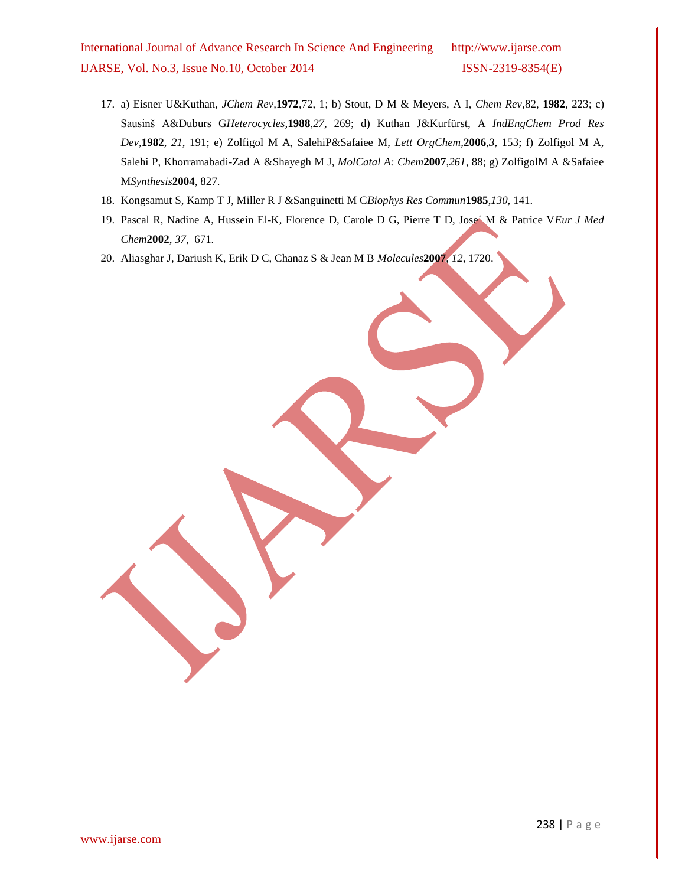17. a) Eisner U&Kuthan, *JChem Rev*,**1972**,72, 1; b) Stout, D M & Meyers, A I, *Chem Rev*,82, **1982**, 223; c) Sausinš A&Duburs G*Heterocycles*,**1988**,*27*, 269; d) Kuthan J&Kurfürst, A *IndEngChem Prod Res Dev*,**1982**, *21*, 191; e) Zolfigol M A, SalehiP&Safaiee M, *Lett OrgChem*,**2006**,*3*, 153; f) Zolfigol M A, Salehi P, Khorramabadi-Zad A &Shayegh M J, *MolCatal A: Chem***2007**,*261*, 88; g) ZolfigolM A &Safaiee M*Synthesis***2004**, 827.
18. Kongsamut S, Kamp T J, Miller R J &Sanguinetti M C*Biophys Res Commun***1985**,*130*, 141.
19. Pascal R, Nadine A, Hussein El-K, Florence D, Carole D G, Pierre T D, Jose´ M & Patrice V*Eur J Med Chem***2002**, *37*, 671.
20. Aliasghar J, Dariush K, Erik D C, Chanaz S & Jean M B *Molecules***2007**, *12*, 1720.